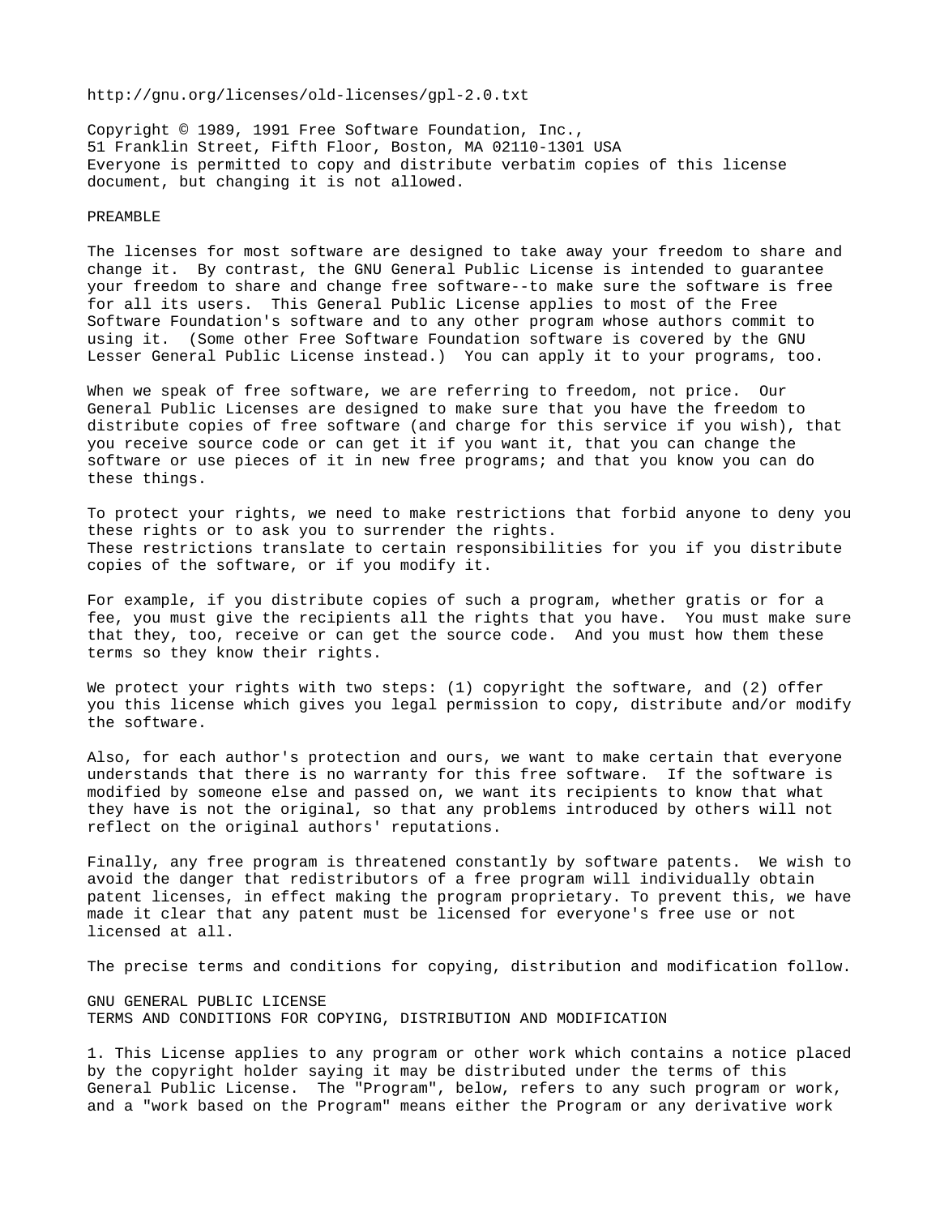http://gnu.org/licenses/old-licenses/gpl-2.0.txt

Copyright © 1989, 1991 Free Software Foundation, Inc.,
51 Franklin Street, Fifth Floor, Boston, MA 02110-1301 USA
Everyone is permitted to copy and distribute verbatim copies of this license document, but changing it is not allowed.

PREAMBLE

The licenses for most software are designed to take away your freedom to share and change it. By contrast, the GNU General Public License is intended to guarantee your freedom to share and change free software--to make sure the software is free for all its users. This General Public License applies to most of the Free Software Foundation's software and to any other program whose authors commit to using it. (Some other Free Software Foundation software is covered by the GNU Lesser General Public License instead.) You can apply it to your programs, too.

When we speak of free software, we are referring to freedom, not price. Our General Public Licenses are designed to make sure that you have the freedom to distribute copies of free software (and charge for this service if you wish), that you receive source code or can get it if you want it, that you can change the software or use pieces of it in new free programs; and that you know you can do these things.

To protect your rights, we need to make restrictions that forbid anyone to deny you these rights or to ask you to surrender the rights.
These restrictions translate to certain responsibilities for you if you distribute copies of the software, or if you modify it.

For example, if you distribute copies of such a program, whether gratis or for a fee, you must give the recipients all the rights that you have. You must make sure that they, too, receive or can get the source code. And you must how them these terms so they know their rights.

We protect your rights with two steps: (1) copyright the software, and (2) offer you this license which gives you legal permission to copy, distribute and/or modify the software.

Also, for each author's protection and ours, we want to make certain that everyone understands that there is no warranty for this free software. If the software is modified by someone else and passed on, we want its recipients to know that what they have is not the original, so that any problems introduced by others will not reflect on the original authors' reputations.

Finally, any free program is threatened constantly by software patents. We wish to avoid the danger that redistributors of a free program will individually obtain patent licenses, in effect making the program proprietary. To prevent this, we have made it clear that any patent must be licensed for everyone's free use or not licensed at all.

The precise terms and conditions for copying, distribution and modification follow.

GNU GENERAL PUBLIC LICENSE
TERMS AND CONDITIONS FOR COPYING, DISTRIBUTION AND MODIFICATION

1. This License applies to any program or other work which contains a notice placed by the copyright holder saying it may be distributed under the terms of this General Public License. The "Program", below, refers to any such program or work, and a "work based on the Program" means either the Program or any derivative work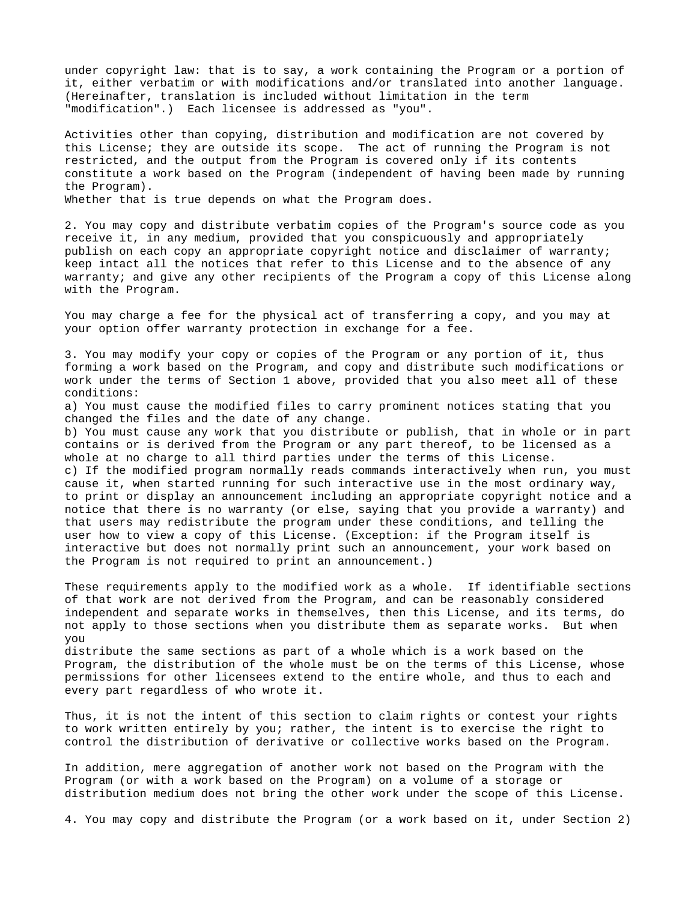under copyright law: that is to say, a work containing the Program or a portion of it, either verbatim or with modifications and/or translated into another language. (Hereinafter, translation is included without limitation in the term "modification".)  Each licensee is addressed as "you".

Activities other than copying, distribution and modification are not covered by this License; they are outside its scope.  The act of running the Program is not restricted, and the output from the Program is covered only if its contents constitute a work based on the Program (independent of having been made by running the Program).
Whether that is true depends on what the Program does.

2. You may copy and distribute verbatim copies of the Program's source code as you receive it, in any medium, provided that you conspicuously and appropriately publish on each copy an appropriate copyright notice and disclaimer of warranty; keep intact all the notices that refer to this License and to the absence of any warranty; and give any other recipients of the Program a copy of this License along with the Program.

You may charge a fee for the physical act of transferring a copy, and you may at your option offer warranty protection in exchange for a fee.

3. You may modify your copy or copies of the Program or any portion of it, thus forming a work based on the Program, and copy and distribute such modifications or work under the terms of Section 1 above, provided that you also meet all of these conditions:
a) You must cause the modified files to carry prominent notices stating that you changed the files and the date of any change.
b) You must cause any work that you distribute or publish, that in whole or in part contains or is derived from the Program or any part thereof, to be licensed as a whole at no charge to all third parties under the terms of this License.
c) If the modified program normally reads commands interactively when run, you must cause it, when started running for such interactive use in the most ordinary way, to print or display an announcement including an appropriate copyright notice and a notice that there is no warranty (or else, saying that you provide a warranty) and that users may redistribute the program under these conditions, and telling the user how to view a copy of this License. (Exception: if the Program itself is interactive but does not normally print such an announcement, your work based on the Program is not required to print an announcement.)

These requirements apply to the modified work as a whole.  If identifiable sections of that work are not derived from the Program, and can be reasonably considered independent and separate works in themselves, then this License, and its terms, do not apply to those sections when you distribute them as separate works.  But when you
distribute the same sections as part of a whole which is a work based on the Program, the distribution of the whole must be on the terms of this License, whose permissions for other licensees extend to the entire whole, and thus to each and every part regardless of who wrote it.

Thus, it is not the intent of this section to claim rights or contest your rights to work written entirely by you; rather, the intent is to exercise the right to control the distribution of derivative or collective works based on the Program.

In addition, mere aggregation of another work not based on the Program with the Program (or with a work based on the Program) on a volume of a storage or distribution medium does not bring the other work under the scope of this License.

4. You may copy and distribute the Program (or a work based on it, under Section 2)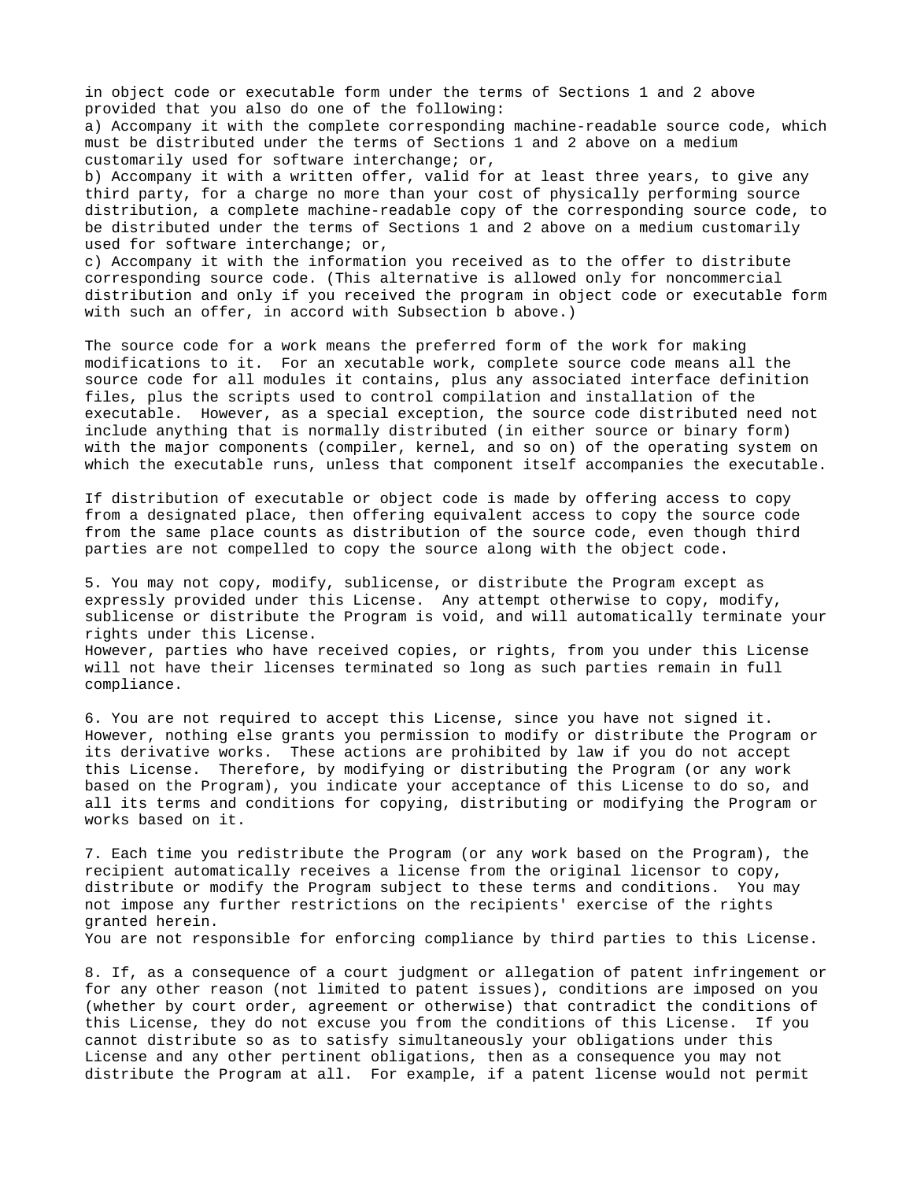in object code or executable form under the terms of Sections 1 and 2 above provided that you also do one of the following:

a) Accompany it with the complete corresponding machine-readable source code, which must be distributed under the terms of Sections 1 and 2 above on a medium customarily used for software interchange; or,

b) Accompany it with a written offer, valid for at least three years, to give any third party, for a charge no more than your cost of physically performing source distribution, a complete machine-readable copy of the corresponding source code, to be distributed under the terms of Sections 1 and 2 above on a medium customarily used for software interchange; or,

c) Accompany it with the information you received as to the offer to distribute corresponding source code. (This alternative is allowed only for noncommercial distribution and only if you received the program in object code or executable form with such an offer, in accord with Subsection b above.)

The source code for a work means the preferred form of the work for making modifications to it. For an xecutable work, complete source code means all the source code for all modules it contains, plus any associated interface definition files, plus the scripts used to control compilation and installation of the executable. However, as a special exception, the source code distributed need not include anything that is normally distributed (in either source or binary form) with the major components (compiler, kernel, and so on) of the operating system on which the executable runs, unless that component itself accompanies the executable.

If distribution of executable or object code is made by offering access to copy from a designated place, then offering equivalent access to copy the source code from the same place counts as distribution of the source code, even though third parties are not compelled to copy the source along with the object code.

5. You may not copy, modify, sublicense, or distribute the Program except as expressly provided under this License. Any attempt otherwise to copy, modify, sublicense or distribute the Program is void, and will automatically terminate your rights under this License.
However, parties who have received copies, or rights, from you under this License will not have their licenses terminated so long as such parties remain in full compliance.

6. You are not required to accept this License, since you have not signed it. However, nothing else grants you permission to modify or distribute the Program or its derivative works. These actions are prohibited by law if you do not accept this License. Therefore, by modifying or distributing the Program (or any work based on the Program), you indicate your acceptance of this License to do so, and all its terms and conditions for copying, distributing or modifying the Program or works based on it.

7. Each time you redistribute the Program (or any work based on the Program), the recipient automatically receives a license from the original licensor to copy, distribute or modify the Program subject to these terms and conditions. You may not impose any further restrictions on the recipients' exercise of the rights granted herein.
You are not responsible for enforcing compliance by third parties to this License.

8. If, as a consequence of a court judgment or allegation of patent infringement or for any other reason (not limited to patent issues), conditions are imposed on you (whether by court order, agreement or otherwise) that contradict the conditions of this License, they do not excuse you from the conditions of this License. If you cannot distribute so as to satisfy simultaneously your obligations under this License and any other pertinent obligations, then as a consequence you may not distribute the Program at all. For example, if a patent license would not permit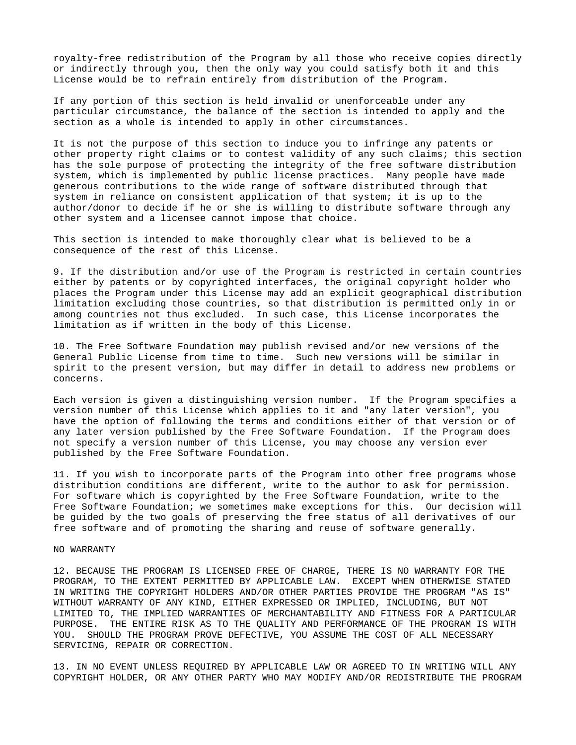royalty-free redistribution of the Program by all those who receive copies directly or indirectly through you, then the only way you could satisfy both it and this License would be to refrain entirely from distribution of the Program.

If any portion of this section is held invalid or unenforceable under any particular circumstance, the balance of the section is intended to apply and the section as a whole is intended to apply in other circumstances.

It is not the purpose of this section to induce you to infringe any patents or other property right claims or to contest validity of any such claims; this section has the sole purpose of protecting the integrity of the free software distribution system, which is implemented by public license practices. Many people have made generous contributions to the wide range of software distributed through that system in reliance on consistent application of that system; it is up to the author/donor to decide if he or she is willing to distribute software through any other system and a licensee cannot impose that choice.

This section is intended to make thoroughly clear what is believed to be a consequence of the rest of this License.

9. If the distribution and/or use of the Program is restricted in certain countries either by patents or by copyrighted interfaces, the original copyright holder who places the Program under this License may add an explicit geographical distribution limitation excluding those countries, so that distribution is permitted only in or among countries not thus excluded. In such case, this License incorporates the limitation as if written in the body of this License.

10. The Free Software Foundation may publish revised and/or new versions of the General Public License from time to time. Such new versions will be similar in spirit to the present version, but may differ in detail to address new problems or concerns.

Each version is given a distinguishing version number. If the Program specifies a version number of this License which applies to it and "any later version", you have the option of following the terms and conditions either of that version or of any later version published by the Free Software Foundation. If the Program does not specify a version number of this License, you may choose any version ever published by the Free Software Foundation.

11. If you wish to incorporate parts of the Program into other free programs whose distribution conditions are different, write to the author to ask for permission. For software which is copyrighted by the Free Software Foundation, write to the Free Software Foundation; we sometimes make exceptions for this. Our decision will be guided by the two goals of preserving the free status of all derivatives of our free software and of promoting the sharing and reuse of software generally.

NO WARRANTY

12. BECAUSE THE PROGRAM IS LICENSED FREE OF CHARGE, THERE IS NO WARRANTY FOR THE PROGRAM, TO THE EXTENT PERMITTED BY APPLICABLE LAW. EXCEPT WHEN OTHERWISE STATED IN WRITING THE COPYRIGHT HOLDERS AND/OR OTHER PARTIES PROVIDE THE PROGRAM "AS IS" WITHOUT WARRANTY OF ANY KIND, EITHER EXPRESSED OR IMPLIED, INCLUDING, BUT NOT LIMITED TO, THE IMPLIED WARRANTIES OF MERCHANTABILITY AND FITNESS FOR A PARTICULAR PURPOSE. THE ENTIRE RISK AS TO THE QUALITY AND PERFORMANCE OF THE PROGRAM IS WITH YOU. SHOULD THE PROGRAM PROVE DEFECTIVE, YOU ASSUME THE COST OF ALL NECESSARY SERVICING, REPAIR OR CORRECTION.

13. IN NO EVENT UNLESS REQUIRED BY APPLICABLE LAW OR AGREED TO IN WRITING WILL ANY COPYRIGHT HOLDER, OR ANY OTHER PARTY WHO MAY MODIFY AND/OR REDISTRIBUTE THE PROGRAM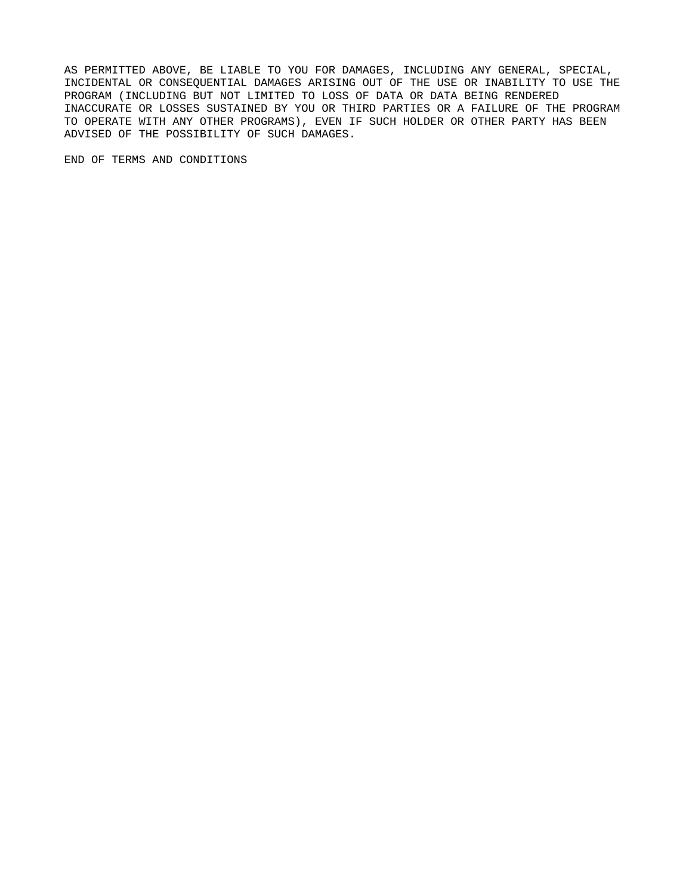AS PERMITTED ABOVE, BE LIABLE TO YOU FOR DAMAGES, INCLUDING ANY GENERAL, SPECIAL, INCIDENTAL OR CONSEQUENTIAL DAMAGES ARISING OUT OF THE USE OR INABILITY TO USE THE PROGRAM (INCLUDING BUT NOT LIMITED TO LOSS OF DATA OR DATA BEING RENDERED INACCURATE OR LOSSES SUSTAINED BY YOU OR THIRD PARTIES OR A FAILURE OF THE PROGRAM TO OPERATE WITH ANY OTHER PROGRAMS), EVEN IF SUCH HOLDER OR OTHER PARTY HAS BEEN ADVISED OF THE POSSIBILITY OF SUCH DAMAGES.

END OF TERMS AND CONDITIONS